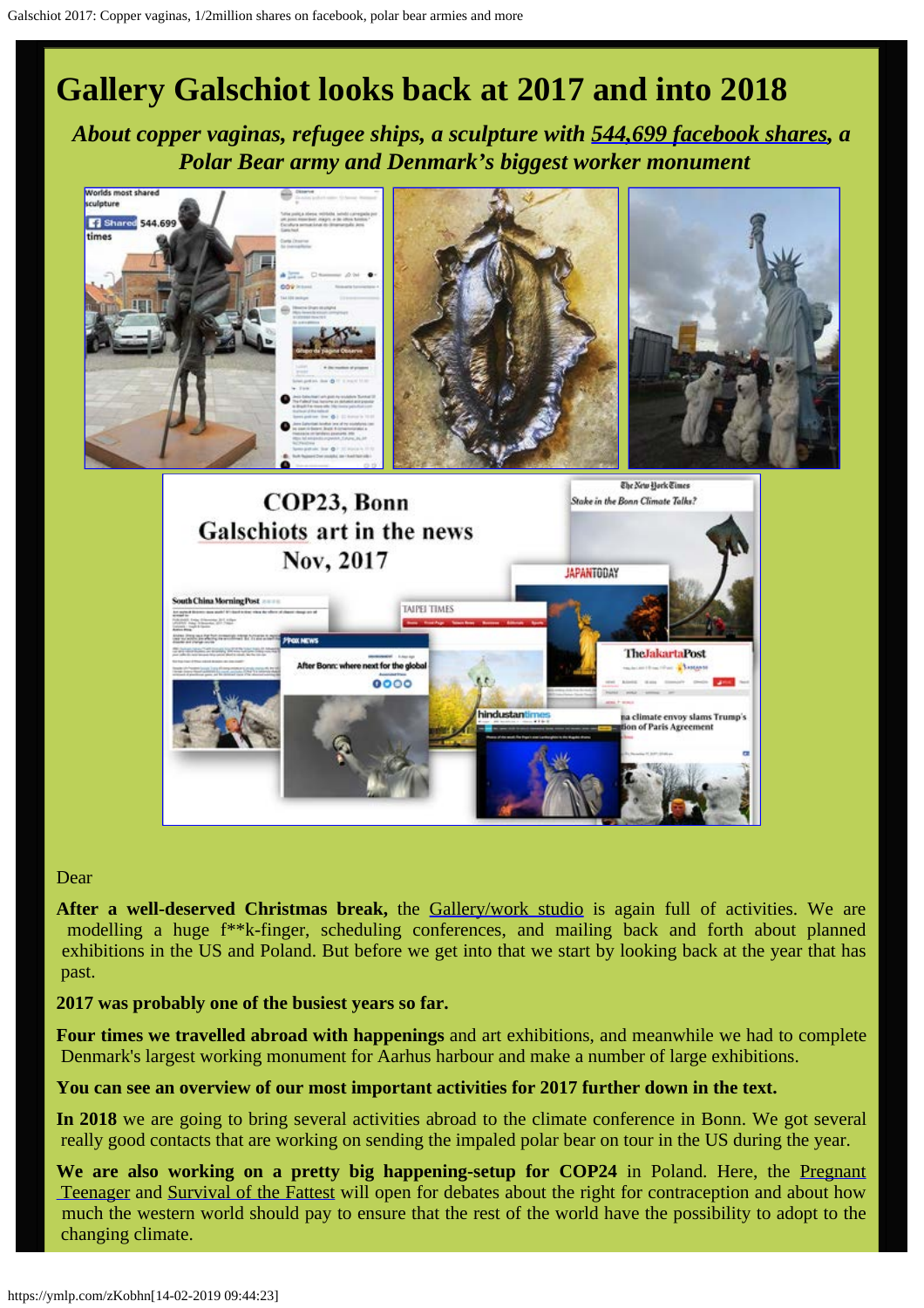# Gallery Galschiot looks back at 2017 and into 2018

***About copper vaginas, refugee ships, a sculpture with 544,699 facebook shares, a Polar Bear army and Denmark's biggest worker monument***

Dear

**After a well-deserved Christmas break,** the Gallery/work studio is again full of activities. We are modelling a huge f**k-finger, scheduling conferences, and mailing back and forth about planned exhibitions in the US and Poland. But before we get into that we start by looking back at the year that has past.

**2017 was probably one of the busiest years so far.**

**Four times we travelled abroad with happenings** and art exhibitions, and meanwhile we had to complete Denmark's largest working monument for Aarhus harbour and make a number of large exhibitions.

**You can see an overview of our most important activities for 2017 further down in the text.**

**In 2018** we are going to bring several activities abroad to the climate conference in Bonn. We got several really good contacts that are working on sending the impaled polar bear on tour in the US during the year.

**We are also working on a pretty big happening-setup for COP24** in Poland. Here, the Pregnant Teenager and Survival of the Fattest will open for debates about the right for contraception and about how much the western world should pay to ensure that the rest of the world have the possibility to adopt to the changing climate.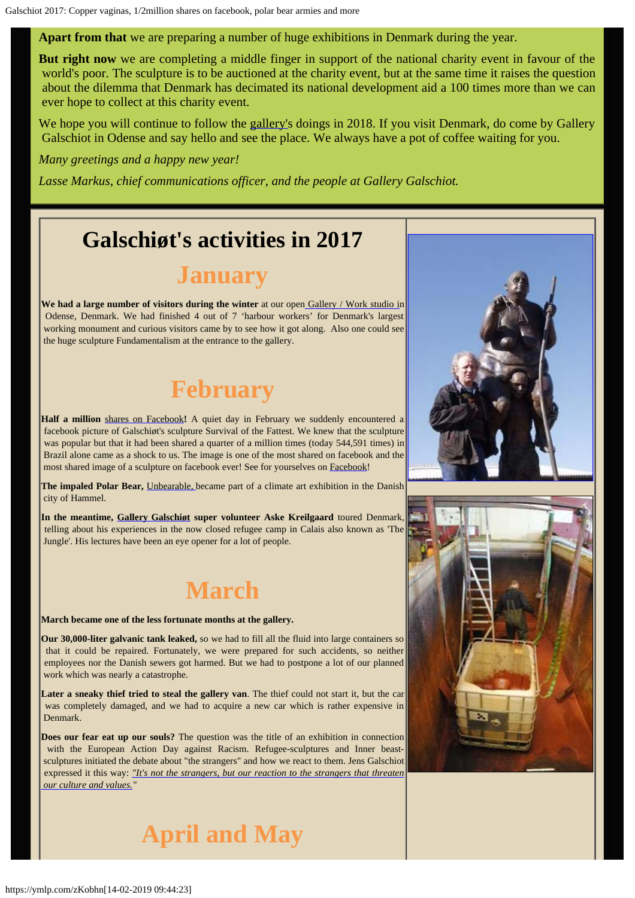**Apart from that** we are preparing a number of huge exhibitions in Denmark during the year.

**But right now** we are completing a middle finger in support of the national charity event in favour of the world's poor. The sculpture is to be auctioned at the charity event, but at the same time it raises the question about the dilemma that Denmark has decimated its national development aid a 100 times more than we can ever hope to collect at this charity event.

We hope you will continue to follow the gallery's doings in 2018. If you visit Denmark, do come by Gallery Galschiot in Odense and say hello and see the place. We always have a pot of coffee waiting for you.

*Many greetings and a happy new year!*

*Lasse Markus, chief communications officer, and the people at Gallery Galschiot.*

# Galschiøt's activities in 2017

## January

**We had a large number of visitors during the winter** at our open Gallery / Work studio in Odense, Denmark. We had finished 4 out of 7 'harbour workers' for Denmark's largest working monument and curious visitors came by to see how it got along. Also one could see the huge sculpture Fundamentalism at the entrance to the gallery.

## February

**Half a million** shares on Facebook**!** A quiet day in February we suddenly encountered a facebook picture of Galschiøt's sculpture Survival of the Fattest. We knew that the sculpture was popular but that it had been shared a quarter of a million times (today 544,591 times) in Brazil alone came as a shock to us. The image is one of the most shared on facebook and the most shared image of a sculpture on facebook ever! See for yourselves on Facebook!

**The impaled Polar Bear,** Unbearable, became part of a climate art exhibition in the Danish city of Hammel.

**In the meantime, Gallery Galschiøt super volunteer Aske Kreilgaard** toured Denmark, telling about his experiences in the now closed refugee camp in Calais also known as 'The Jungle'. His lectures have been an eye opener for a lot of people.

## March

**March became one of the less fortunate months at the gallery.**

**Our 30,000-liter galvanic tank leaked,** so we had to fill all the fluid into large containers so that it could be repaired. Fortunately, we were prepared for such accidents, so neither employees nor the Danish sewers got harmed. But we had to postpone a lot of our planned work which was nearly a catastrophe.

**Later a sneaky thief tried to steal the gallery van**. The thief could not start it, but the car was completely damaged, and we had to acquire a new car which is rather expensive in Denmark.

**Does our fear eat up our souls?** The question was the title of an exhibition in connection with the European Action Day against Racism. Refugee-sculptures and Inner beast-sculptures initiated the debate about "the strangers" and how we react to them. Jens Galschiot expressed it this way: *"It's not the strangers, but our reaction to the strangers that threaten our culture and values."*

## April and May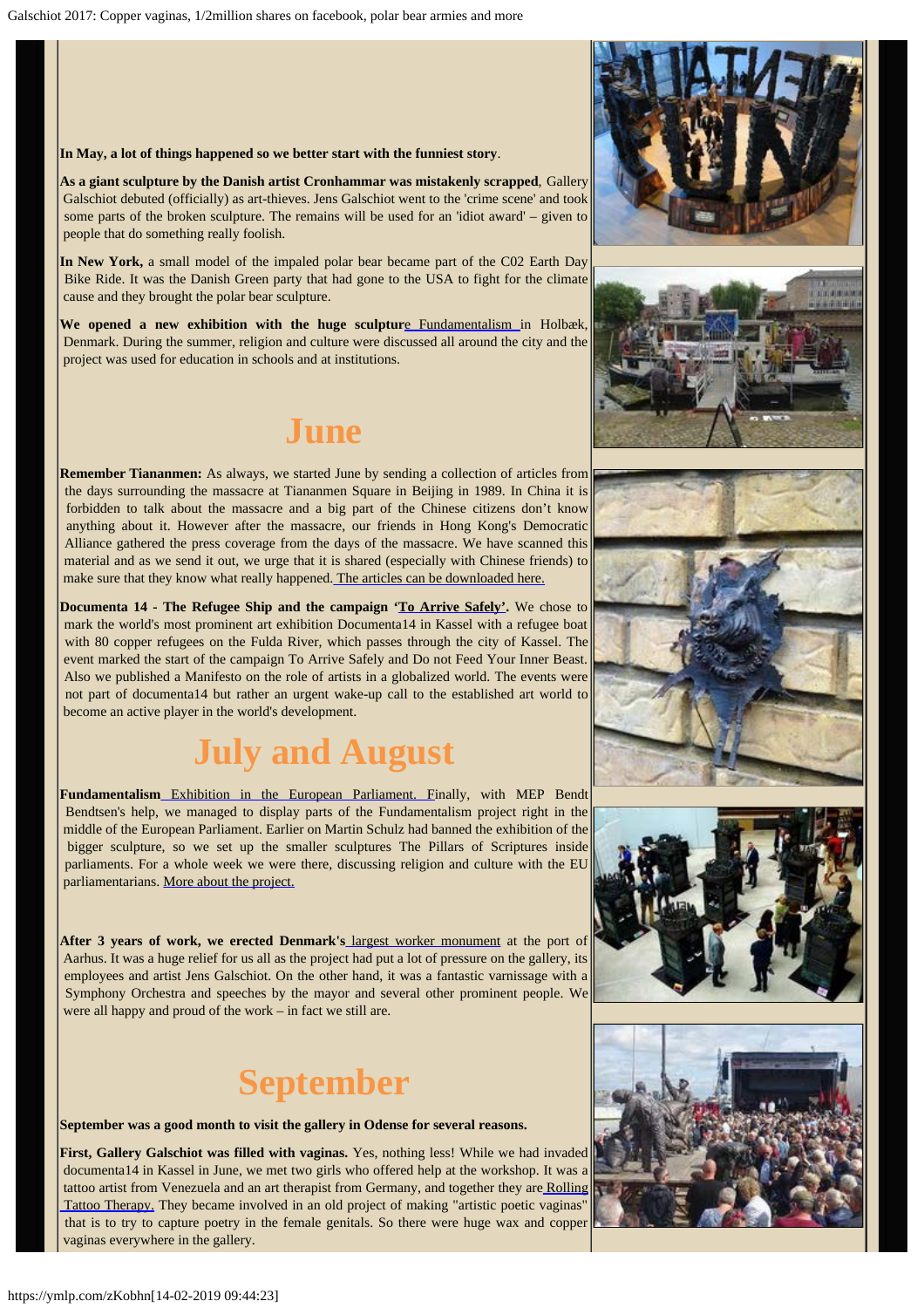**In May, a lot of things happened so we better start with the funniest story**.

**As a giant sculpture by the Danish artist Cronhammar was mistakenly scrapped**, Gallery Galschiot debuted (officially) as art-thieves. Jens Galschiot went to the 'crime scene' and took some parts of the broken sculpture. The remains will be used for an 'idiot award' – given to people that do something really foolish.

**In New York,** a small model of the impaled polar bear became part of the C02 Earth Day Bike Ride. It was the Danish Green party that had gone to the USA to fight for the climate cause and they brought the polar bear sculpture.

**We opened a new exhibition with the huge sculpture** Fundamentalism in Holbæk, Denmark. During the summer, religion and culture were discussed all around the city and the project was used for education in schools and at institutions.

# June

**Remember Tiananmen:** As always, we started June by sending a collection of articles from the days surrounding the massacre at Tiananmen Square in Beijing in 1989. In China it is forbidden to talk about the massacre and a big part of the Chinese citizens don't know anything about it. However after the massacre, our friends in Hong Kong's Democratic Alliance gathered the press coverage from the days of the massacre. We have scanned this material and as we send it out, we urge that it is shared (especially with Chinese friends) to make sure that they know what really happened. The articles can be downloaded here.

**Documenta 14 - The Refugee Ship and the campaign 'To Arrive Safely'.** We chose to mark the world's most prominent art exhibition Documenta14 in Kassel with a refugee boat with 80 copper refugees on the Fulda River, which passes through the city of Kassel. The event marked the start of the campaign To Arrive Safely and Do not Feed Your Inner Beast. Also we published a Manifesto on the role of artists in a globalized world. The events were not part of documenta14 but rather an urgent wake-up call to the established art world to become an active player in the world's development.

# July and August

**Fundamentalism** Exhibition in the European Parliament. Finally, with MEP Bendt Bendtsen's help, we managed to display parts of the Fundamentalism project right in the middle of the European Parliament. Earlier on Martin Schulz had banned the exhibition of the bigger sculpture, so we set up the smaller sculptures The Pillars of Scriptures inside parliaments. For a whole week we were there, discussing religion and culture with the EU parliamentarians. More about the project.

**After 3 years of work, we erected Denmark's** largest worker monument at the port of Aarhus. It was a huge relief for us all as the project had put a lot of pressure on the gallery, its employees and artist Jens Galschiot. On the other hand, it was a fantastic varnissage with a Symphony Orchestra and speeches by the mayor and several other prominent people. We were all happy and proud of the work – in fact we still are.

# September

**September was a good month to visit the gallery in Odense for several reasons.**

**First, Gallery Galschiot was filled with vaginas.** Yes, nothing less! While we had invaded documenta14 in Kassel in June, we met two girls who offered help at the workshop. It was a tattoo artist from Venezuela and an art therapist from Germany, and together they are Rolling Tattoo Therapy. They became involved in an old project of making "artistic poetic vaginas" that is to try to capture poetry in the female genitals. So there were huge wax and copper vaginas everywhere in the gallery.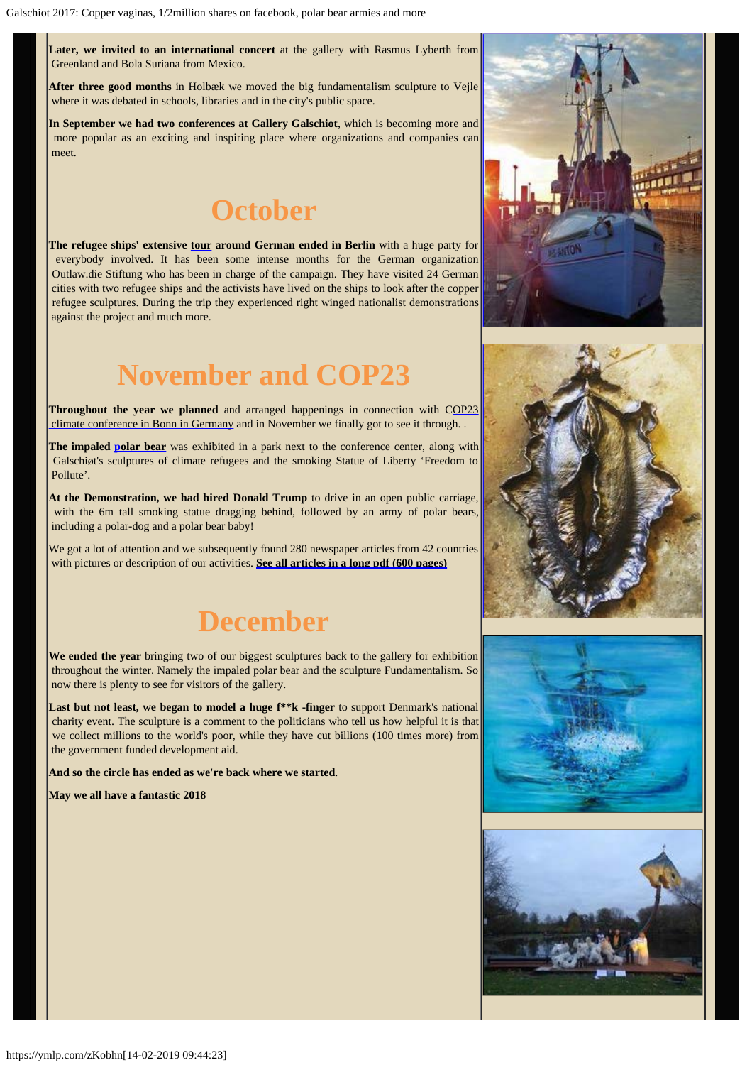**Later, we invited to an international concert** at the gallery with Rasmus Lyberth from Greenland and Bola Suriana from Mexico.

**After three good months** in Holbæk we moved the big fundamentalism sculpture to Vejle where it was debated in schools, libraries and in the city's public space.

**In September we had two conferences at Gallery Galschiot**, which is becoming more and more popular as an exciting and inspiring place where organizations and companies can meet.

# October

**The refugee ships' extensive tour around German ended in Berlin** with a huge party for everybody involved. It has been some intense months for the German organization Outlaw.die Stiftung who has been in charge of the campaign. They have visited 24 German cities with two refugee ships and the activists have lived on the ships to look after the copper refugee sculptures. During the trip they experienced right winged nationalist demonstrations against the project and much more.

# November and COP23

**Throughout the year we planned** and arranged happenings in connection with COP23 climate conference in Bonn in Germany and in November we finally got to see it through. .

**The impaled polar bear** was exhibited in a park next to the conference center, along with Galschiøt's sculptures of climate refugees and the smoking Statue of Liberty 'Freedom to Pollute'.

**At the Demonstration, we had hired Donald Trump** to drive in an open public carriage, with the 6m tall smoking statue dragging behind, followed by an army of polar bears, including a polar-dog and a polar bear baby!

We got a lot of attention and we subsequently found 280 newspaper articles from 42 countries with pictures or description of our activities. **See all articles in a long pdf (600 pages)**

# December

**We ended the year** bringing two of our biggest sculptures back to the gallery for exhibition throughout the winter. Namely the impaled polar bear and the sculpture Fundamentalism. So now there is plenty to see for visitors of the gallery.

**Last but not least, we began to model a huge f**k -finger** to support Denmark's national charity event. The sculpture is a comment to the politicians who tell us how helpful it is that we collect millions to the world's poor, while they have cut billions (100 times more) from the government funded development aid.

**And so the circle has ended as we're back where we started**.

**May we all have a fantastic 2018**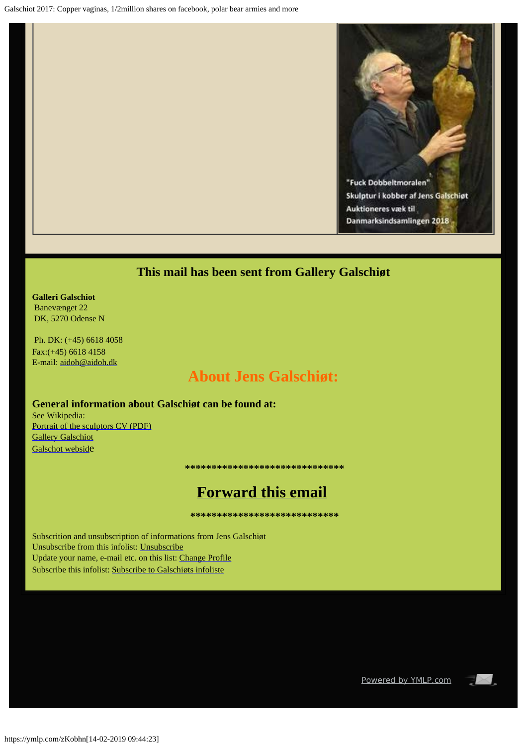"Fuck Dobbeltmoralen"
Skulptur i kobber af Jens Galschiøt
Auktioneres væk til
Danmarksindsamlingen 2018

## This mail has been sent from Gallery Galschiøt

**Galleri Galschiot**
Banevænget 22
DK, 5270 Odense N

Ph. DK: (+45) 6618 4058
Fax:(+45) 6618 4158
E-mail: aidoh@aidoh.dk

## About Jens Galschiøt:

### General information about Galschiøt can be found at:

See Wikipedia:
Portrait of the sculptors CV (PDF)
Gallery Galschiot
Galschot webside

******************************

## Forward this email

****************************

Subscription and unsubscription of informations from Jens Galschiøt
Unsubscribe from this infolist: Unsubscribe
Update your name, e-mail etc. on this list: Change Profile
Subscribe this infolist: Subscribe to Galschiøts infoliste

Powered by YMLP.com